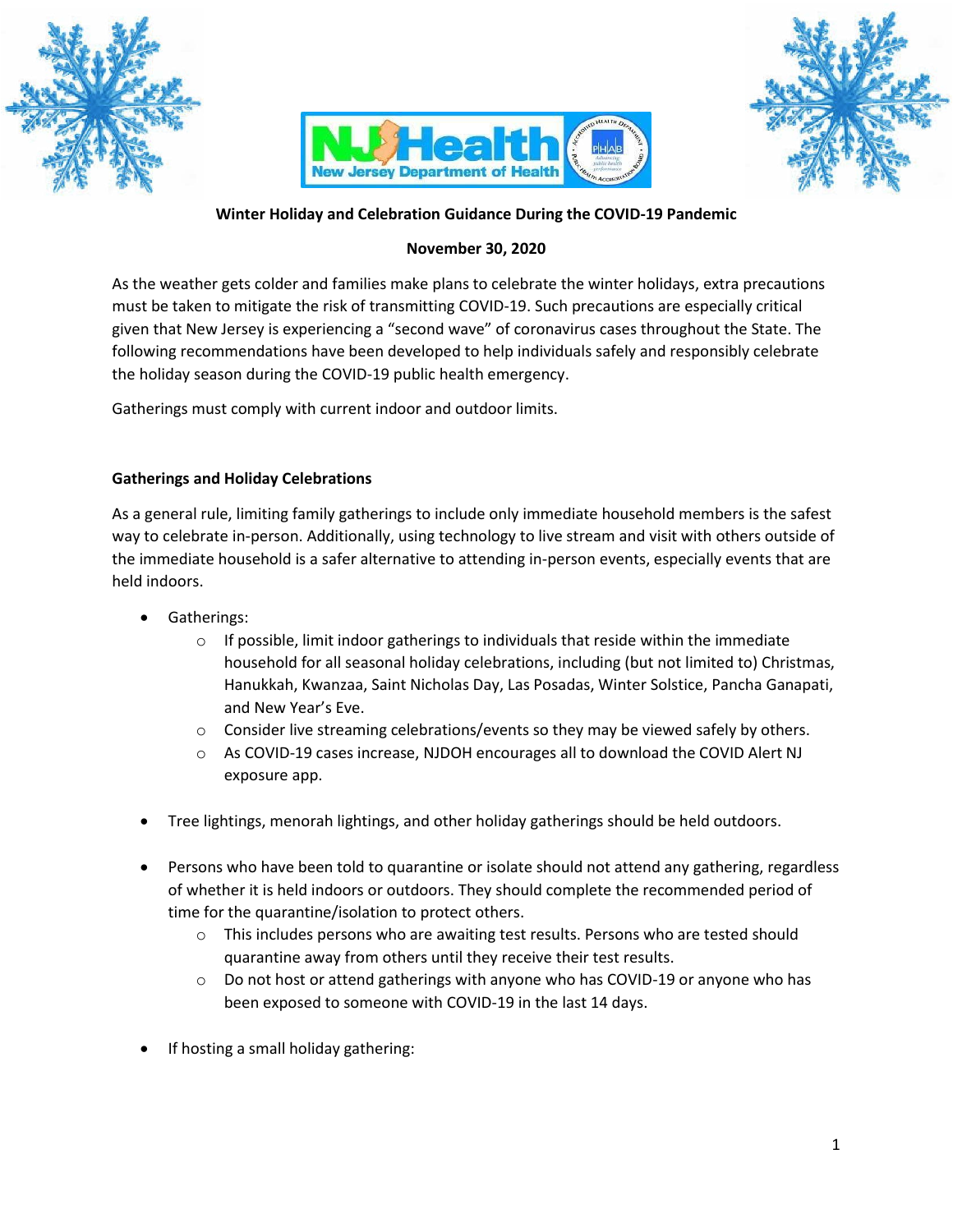**Winter Holiday and Celebration Guidance During the COVID-19 Pandemic**

**November 30, 2020**

As the weather gets colder and families make plans to celebrate the winter holidays, extra precautions must be taken to mitigate the risk of transmitting COVID-19. Such precautions are especially critical given that New Jersey is experiencing a "second wave" of coronavirus cases throughout the State. The following recommendations have been developed to help individuals safely and responsibly celebrate the holiday season during the COVID-19 public health emergency.

Gatherings must comply with current indoor and outdoor limits.

## Gatherings and Holiday Celebrations

As a general rule, limiting family gatherings to include only immediate household members is the safest way to celebrate in-person. Additionally, using technology to live stream and visit with others outside of the immediate household is a safer alternative to attending in-person events, especially events that are held indoors.

- Gatherings:
  - If possible, limit indoor gatherings to individuals that reside within the immediate household for all seasonal holiday celebrations, including (but not limited to) Christmas, Hanukkah, Kwanzaa, Saint Nicholas Day, Las Posadas, Winter Solstice, Pancha Ganapati, and New Year's Eve.
  - Consider live streaming celebrations/events so they may be viewed safely by others.
  - As COVID-19 cases increase, NJDOH encourages all to download the COVID Alert NJ exposure app.

- Tree lightings, menorah lightings, and other holiday gatherings should be held outdoors.

- Persons who have been told to quarantine or isolate should not attend any gathering, regardless of whether it is held indoors or outdoors. They should complete the recommended period of time for the quarantine/isolation to protect others.
  - This includes persons who are awaiting test results. Persons who are tested should quarantine away from others until they receive their test results.
  - Do not host or attend gatherings with anyone who has COVID-19 or anyone who has been exposed to someone with COVID-19 in the last 14 days.

- If hosting a small holiday gathering: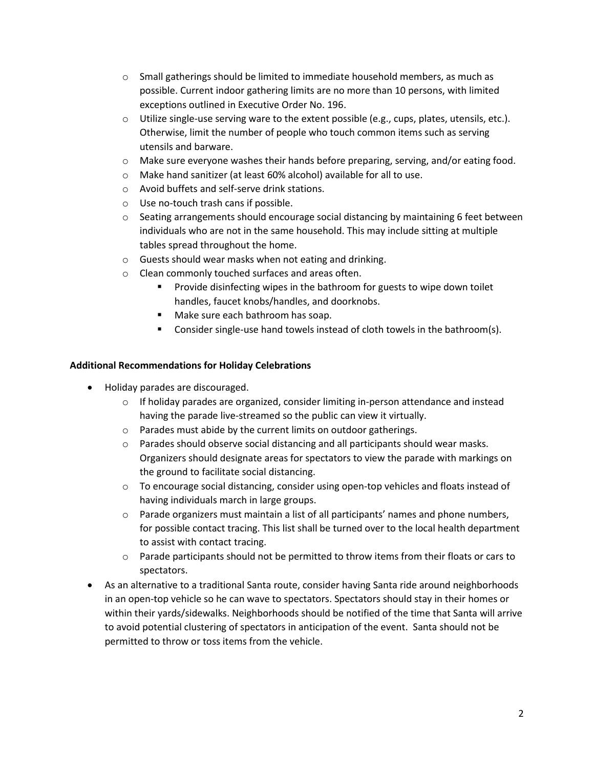- Small gatherings should be limited to immediate household members, as much as possible. Current indoor gathering limits are no more than 10 persons, with limited exceptions outlined in Executive Order No. 196.
    - Utilize single-use serving ware to the extent possible (e.g., cups, plates, utensils, etc.). Otherwise, limit the number of people who touch common items such as serving utensils and barware.
    - Make sure everyone washes their hands before preparing, serving, and/or eating food.
    - Make hand sanitizer (at least 60% alcohol) available for all to use.
    - Avoid buffets and self-serve drink stations.
    - Use no-touch trash cans if possible.
    - Seating arrangements should encourage social distancing by maintaining 6 feet between individuals who are not in the same household. This may include sitting at multiple tables spread throughout the home.
    - Guests should wear masks when not eating and drinking.
    - Clean commonly touched surfaces and areas often.
        - Provide disinfecting wipes in the bathroom for guests to wipe down toilet handles, faucet knobs/handles, and doorknobs.
        - Make sure each bathroom has soap.
        - Consider single-use hand towels instead of cloth towels in the bathroom(s).

**Additional Recommendations for Holiday Celebrations**

- Holiday parades are discouraged.
    - If holiday parades are organized, consider limiting in-person attendance and instead having the parade live-streamed so the public can view it virtually.
    - Parades must abide by the current limits on outdoor gatherings.
    - Parades should observe social distancing and all participants should wear masks. Organizers should designate areas for spectators to view the parade with markings on the ground to facilitate social distancing.
    - To encourage social distancing, consider using open-top vehicles and floats instead of having individuals march in large groups.
    - Parade organizers must maintain a list of all participants' names and phone numbers, for possible contact tracing. This list shall be turned over to the local health department to assist with contact tracing.
    - Parade participants should not be permitted to throw items from their floats or cars to spectators.
- As an alternative to a traditional Santa route, consider having Santa ride around neighborhoods in an open-top vehicle so he can wave to spectators. Spectators should stay in their homes or within their yards/sidewalks. Neighborhoods should be notified of the time that Santa will arrive to avoid potential clustering of spectators in anticipation of the event. Santa should not be permitted to throw or toss items from the vehicle.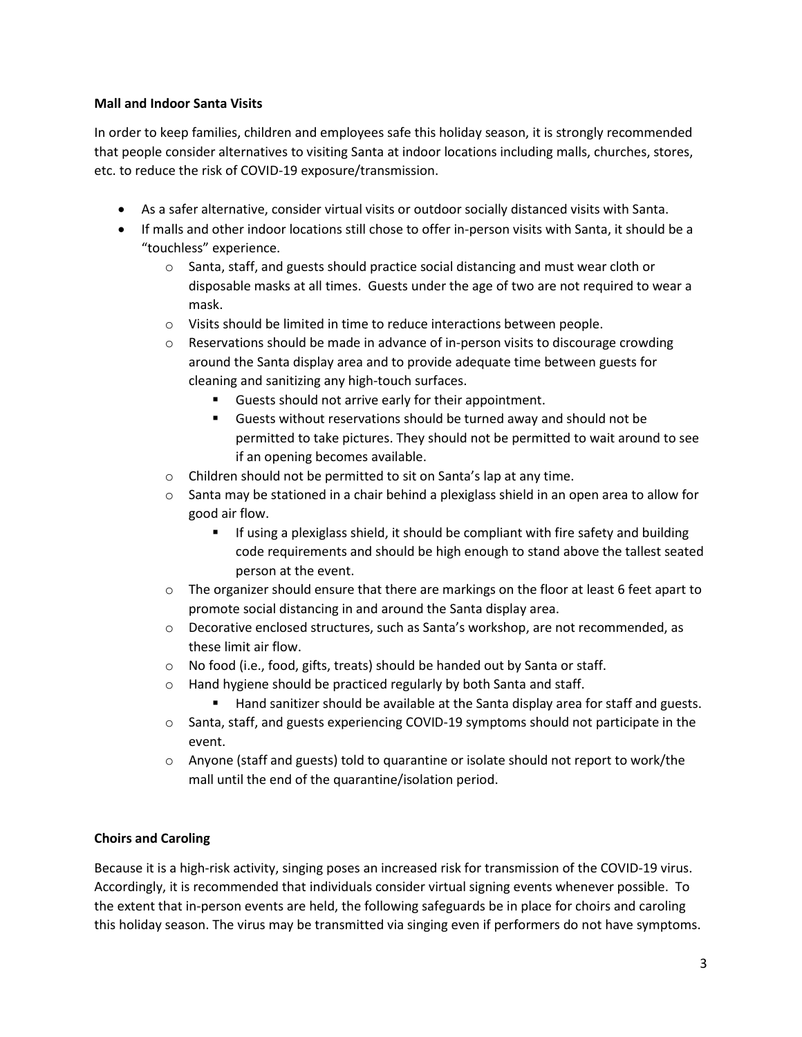**Mall and Indoor Santa Visits**

In order to keep families, children and employees safe this holiday season, it is strongly recommended that people consider alternatives to visiting Santa at indoor locations including malls, churches, stores, etc. to reduce the risk of COVID-19 exposure/transmission.

- As a safer alternative, consider virtual visits or outdoor socially distanced visits with Santa.
- If malls and other indoor locations still chose to offer in-person visits with Santa, it should be a "touchless" experience.
  - Santa, staff, and guests should practice social distancing and must wear cloth or disposable masks at all times. Guests under the age of two are not required to wear a mask.
  - Visits should be limited in time to reduce interactions between people.
  - Reservations should be made in advance of in-person visits to discourage crowding around the Santa display area and to provide adequate time between guests for cleaning and sanitizing any high-touch surfaces.
    - Guests should not arrive early for their appointment.
    - Guests without reservations should be turned away and should not be permitted to take pictures. They should not be permitted to wait around to see if an opening becomes available.
  - Children should not be permitted to sit on Santa's lap at any time.
  - Santa may be stationed in a chair behind a plexiglass shield in an open area to allow for good air flow.
    - If using a plexiglass shield, it should be compliant with fire safety and building code requirements and should be high enough to stand above the tallest seated person at the event.
  - The organizer should ensure that there are markings on the floor at least 6 feet apart to promote social distancing in and around the Santa display area.
  - Decorative enclosed structures, such as Santa's workshop, are not recommended, as these limit air flow.
  - No food (i.e., food, gifts, treats) should be handed out by Santa or staff.
  - Hand hygiene should be practiced regularly by both Santa and staff.
    - Hand sanitizer should be available at the Santa display area for staff and guests.
  - Santa, staff, and guests experiencing COVID-19 symptoms should not participate in the event.
  - Anyone (staff and guests) told to quarantine or isolate should not report to work/the mall until the end of the quarantine/isolation period.

**Choirs and Caroling**

Because it is a high-risk activity, singing poses an increased risk for transmission of the COVID-19 virus. Accordingly, it is recommended that individuals consider virtual signing events whenever possible. To the extent that in-person events are held, the following safeguards be in place for choirs and caroling this holiday season. The virus may be transmitted via singing even if performers do not have symptoms.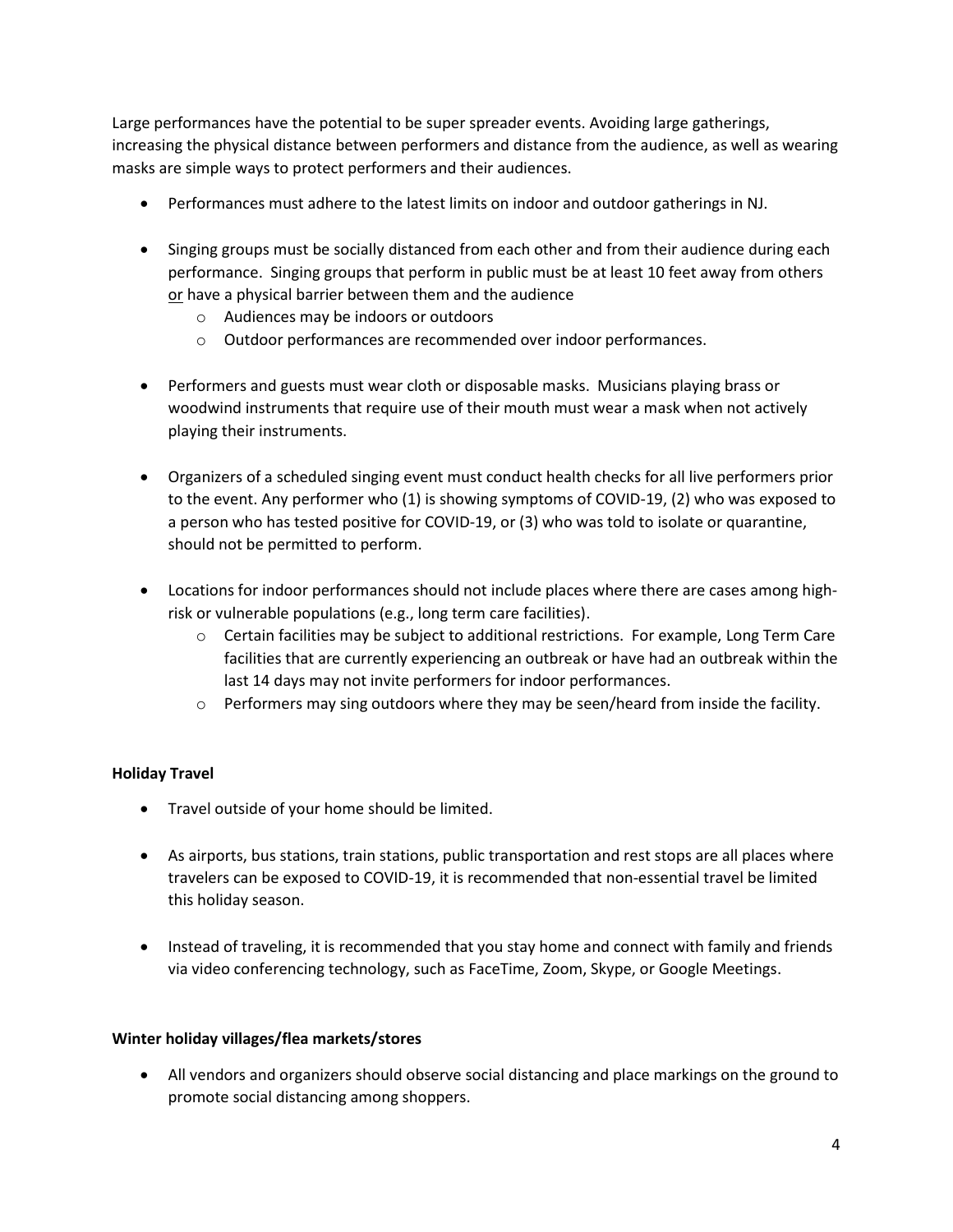Large performances have the potential to be super spreader events. Avoiding large gatherings, increasing the physical distance between performers and distance from the audience, as well as wearing masks are simple ways to protect performers and their audiences.

- Performances must adhere to the latest limits on indoor and outdoor gatherings in NJ.

- Singing groups must be socially distanced from each other and from their audience during each performance. Singing groups that perform in public must be at least 10 feet away from others <u>or</u> have a physical barrier between them and the audience
  - Audiences may be indoors or outdoors
  - Outdoor performances are recommended over indoor performances.

- Performers and guests must wear cloth or disposable masks. Musicians playing brass or woodwind instruments that require use of their mouth must wear a mask when not actively playing their instruments.

- Organizers of a scheduled singing event must conduct health checks for all live performers prior to the event. Any performer who (1) is showing symptoms of COVID-19, (2) who was exposed to a person who has tested positive for COVID-19, or (3) who was told to isolate or quarantine, should not be permitted to perform.

- Locations for indoor performances should not include places where there are cases among high-risk or vulnerable populations (e.g., long term care facilities).
  - Certain facilities may be subject to additional restrictions. For example, Long Term Care facilities that are currently experiencing an outbreak or have had an outbreak within the last 14 days may not invite performers for indoor performances.
  - Performers may sing outdoors where they may be seen/heard from inside the facility.

**Holiday Travel**

- Travel outside of your home should be limited.

- As airports, bus stations, train stations, public transportation and rest stops are all places where travelers can be exposed to COVID-19, it is recommended that non-essential travel be limited this holiday season.

- Instead of traveling, it is recommended that you stay home and connect with family and friends via video conferencing technology, such as FaceTime, Zoom, Skype, or Google Meetings.

**Winter holiday villages/flea markets/stores**

- All vendors and organizers should observe social distancing and place markings on the ground to promote social distancing among shoppers.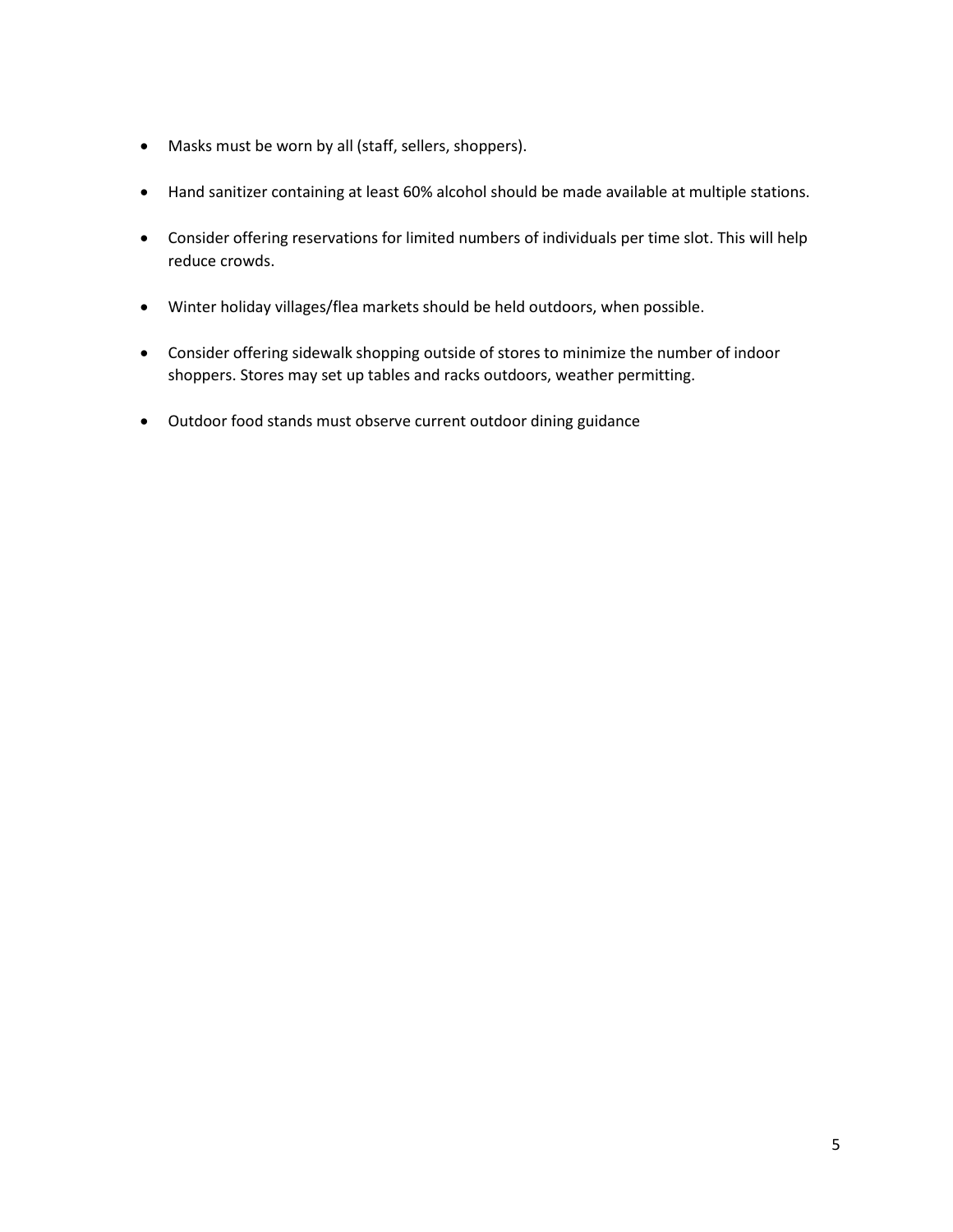- Masks must be worn by all (staff, sellers, shoppers).
- Hand sanitizer containing at least 60% alcohol should be made available at multiple stations.
- Consider offering reservations for limited numbers of individuals per time slot. This will help reduce crowds.
- Winter holiday villages/flea markets should be held outdoors, when possible.
- Consider offering sidewalk shopping outside of stores to minimize the number of indoor shoppers. Stores may set up tables and racks outdoors, weather permitting.
- Outdoor food stands must observe current outdoor dining guidance